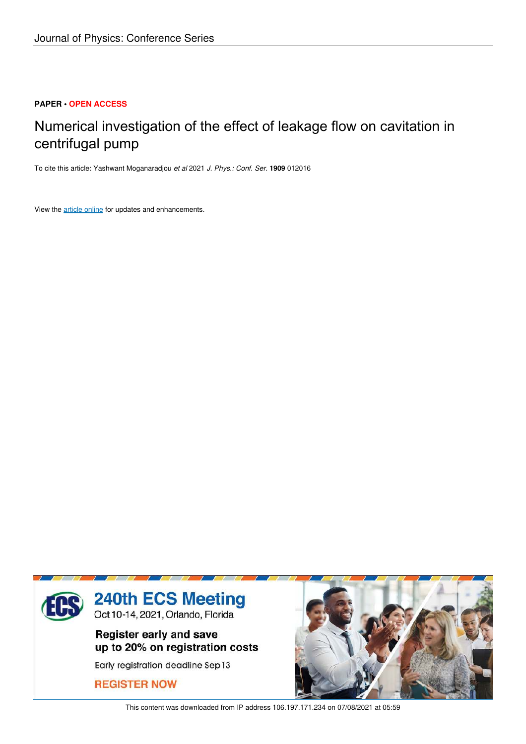Journal of Physics: Conference Series

**PAPER • OPEN ACCESS**

# Numerical investigation of the effect of leakage flow on cavitation in centrifugal pump

To cite this article: Yashwant Moganaradjou *et al* 2021 *J. Phys.: Conf. Ser.* **1909** 012016

View the article online for updates and enhancements.

240th ECS Meeting

Oct 10-14, 2021, Orlando, Florida

Register early and save up to 20% on registration costs

Early registration deadline Sep 13

REGISTER NOW

This content was downloaded from IP address 106.197.171.234 on 07/08/2021 at 05:59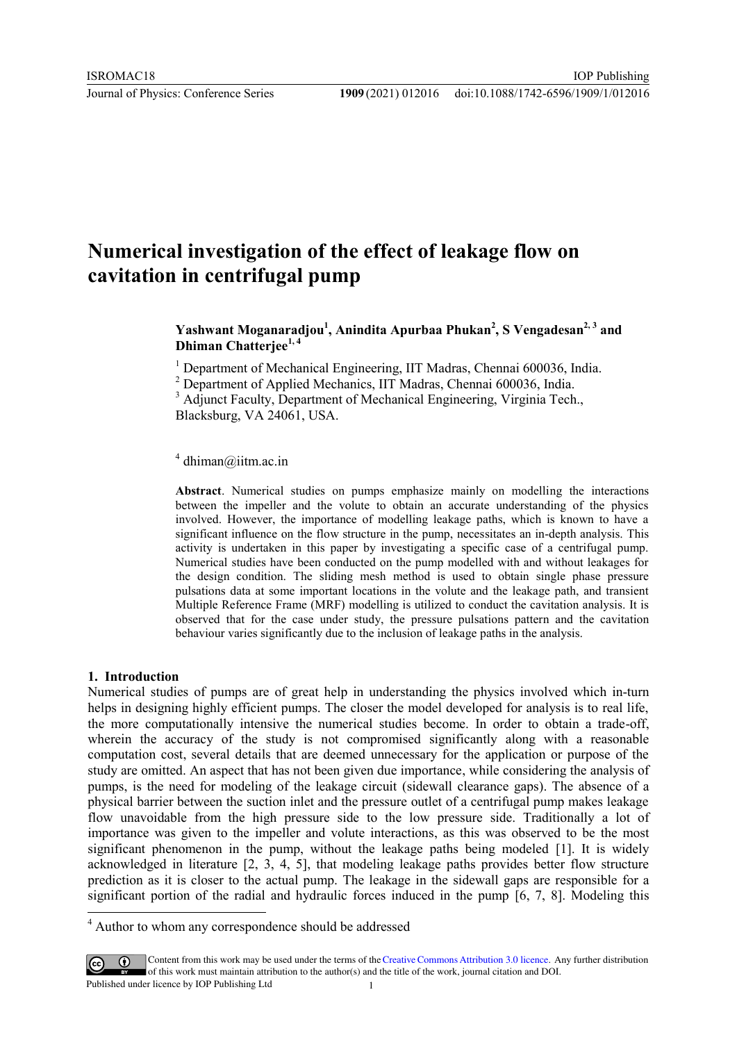# Numerical investigation of the effect of leakage flow on cavitation in centrifugal pump

**Yashwant Moganaradjou[1], Anindita Apurbaa Phukan[2], S Vengadesan[2, 3] and Dhiman Chatterjee[1, 4]**

[1] Department of Mechanical Engineering, IIT Madras, Chennai 600036, India.
[2] Department of Applied Mechanics, IIT Madras, Chennai 600036, India.
[3] Adjunct Faculty, Department of Mechanical Engineering, Virginia Tech., Blacksburg, VA 24061, USA.

[4] dhiman@iitm.ac.in

**Abstract**. Numerical studies on pumps emphasize mainly on modelling the interactions between the impeller and the volute to obtain an accurate understanding of the physics involved. However, the importance of modelling leakage paths, which is known to have a significant influence on the flow structure in the pump, necessitates an in-depth analysis. This activity is undertaken in this paper by investigating a specific case of a centrifugal pump. Numerical studies have been conducted on the pump modelled with and without leakages for the design condition. The sliding mesh method is used to obtain single phase pressure pulsations data at some important locations in the volute and the leakage path, and transient Multiple Reference Frame (MRF) modelling is utilized to conduct the cavitation analysis. It is observed that for the case under study, the pressure pulsations pattern and the cavitation behaviour varies significantly due to the inclusion of leakage paths in the analysis.

## 1. Introduction

Numerical studies of pumps are of great help in understanding the physics involved which in-turn helps in designing highly efficient pumps. The closer the model developed for analysis is to real life, the more computationally intensive the numerical studies become. In order to obtain a trade-off, wherein the accuracy of the study is not compromised significantly along with a reasonable computation cost, several details that are deemed unnecessary for the application or purpose of the study are omitted. An aspect that has not been given due importance, while considering the analysis of pumps, is the need for modeling of the leakage circuit (sidewall clearance gaps). The absence of a physical barrier between the suction inlet and the pressure outlet of a centrifugal pump makes leakage flow unavoidable from the high pressure side to the low pressure side. Traditionally a lot of importance was given to the impeller and volute interactions, as this was observed to be the most significant phenomenon in the pump, without the leakage paths being modeled [1]. It is widely acknowledged in literature [2, 3, 4, 5], that modeling leakage paths provides better flow structure prediction as it is closer to the actual pump. The leakage in the sidewall gaps are responsible for a significant portion of the radial and hydraulic forces induced in the pump [6, 7, 8]. Modeling this

[4] Author to whom any correspondence should be addressed

Content from this work may be used under the terms of the Creative Commons Attribution 3.0 licence. Any further distribution of this work must maintain attribution to the author(s) and the title of the work, journal citation and DOI.
Published under licence by IOP Publishing Ltd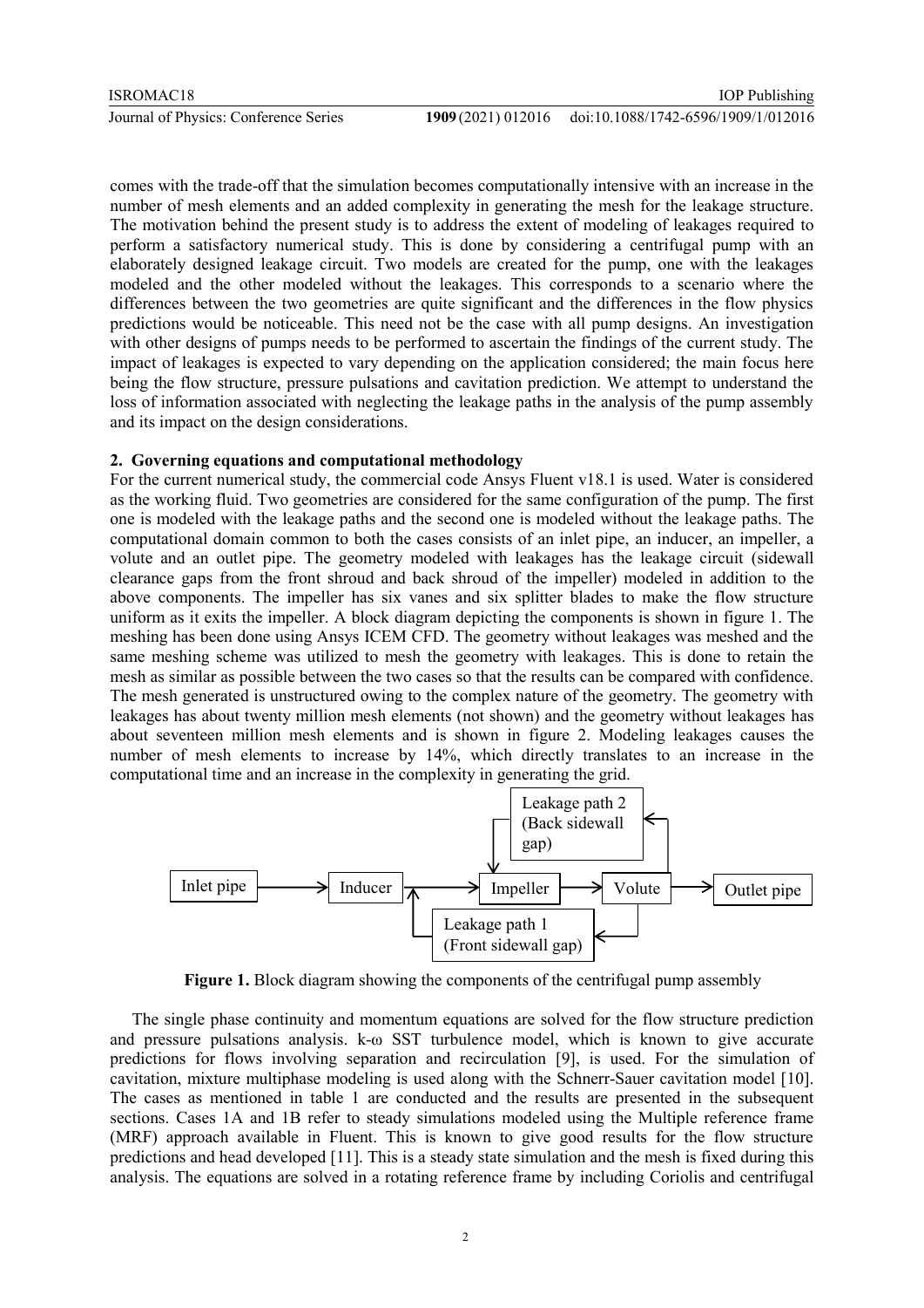comes with the trade-off that the simulation becomes computationally intensive with an increase in the number of mesh elements and an added complexity in generating the mesh for the leakage structure. The motivation behind the present study is to address the extent of modeling of leakages required to perform a satisfactory numerical study. This is done by considering a centrifugal pump with an elaborately designed leakage circuit. Two models are created for the pump, one with the leakages modeled and the other modeled without the leakages. This corresponds to a scenario where the differences between the two geometries are quite significant and the differences in the flow physics predictions would be noticeable. This need not be the case with all pump designs. An investigation with other designs of pumps needs to be performed to ascertain the findings of the current study. The impact of leakages is expected to vary depending on the application considered; the main focus here being the flow structure, pressure pulsations and cavitation prediction. We attempt to understand the loss of information associated with neglecting the leakage paths in the analysis of the pump assembly and its impact on the design considerations.

## 2. Governing equations and computational methodology

For the current numerical study, the commercial code Ansys Fluent v18.1 is used. Water is considered as the working fluid. Two geometries are considered for the same configuration of the pump. The first one is modeled with the leakage paths and the second one is modeled without the leakage paths. The computational domain common to both the cases consists of an inlet pipe, an inducer, an impeller, a volute and an outlet pipe. The geometry modeled with leakages has the leakage circuit (sidewall clearance gaps from the front shroud and back shroud of the impeller) modeled in addition to the above components. The impeller has six vanes and six splitter blades to make the flow structure uniform as it exits the impeller. A block diagram depicting the components is shown in figure 1. The meshing has been done using Ansys ICEM CFD. The geometry without leakages was meshed and the same meshing scheme was utilized to mesh the geometry with leakages. This is done to retain the mesh as similar as possible between the two cases so that the results can be compared with confidence. The mesh generated is unstructured owing to the complex nature of the geometry. The geometry with leakages has about twenty million mesh elements (not shown) and the geometry without leakages has about seventeen million mesh elements and is shown in figure 2. Modeling leakages causes the number of mesh elements to increase by 14%, which directly translates to an increase in the computational time and an increase in the complexity in generating the grid.

Inlet pipe → Inducer → Impeller → Volute → Outlet pipe

Leakage path 2 (Back sidewall gap)

Leakage path 1 (Front sidewall gap)

**Figure 1.** Block diagram showing the components of the centrifugal pump assembly

The single phase continuity and momentum equations are solved for the flow structure prediction and pressure pulsations analysis. k-ω SST turbulence model, which is known to give accurate predictions for flows involving separation and recirculation [9], is used. For the simulation of cavitation, mixture multiphase modeling is used along with the Schnerr-Sauer cavitation model [10]. The cases as mentioned in table 1 are conducted and the results are presented in the subsequent sections. Cases 1A and 1B refer to steady simulations modeled using the Multiple reference frame (MRF) approach available in Fluent. This is known to give good results for the flow structure predictions and head developed [11]. This is a steady state simulation and the mesh is fixed during this analysis. The equations are solved in a rotating reference frame by including Coriolis and centrifugal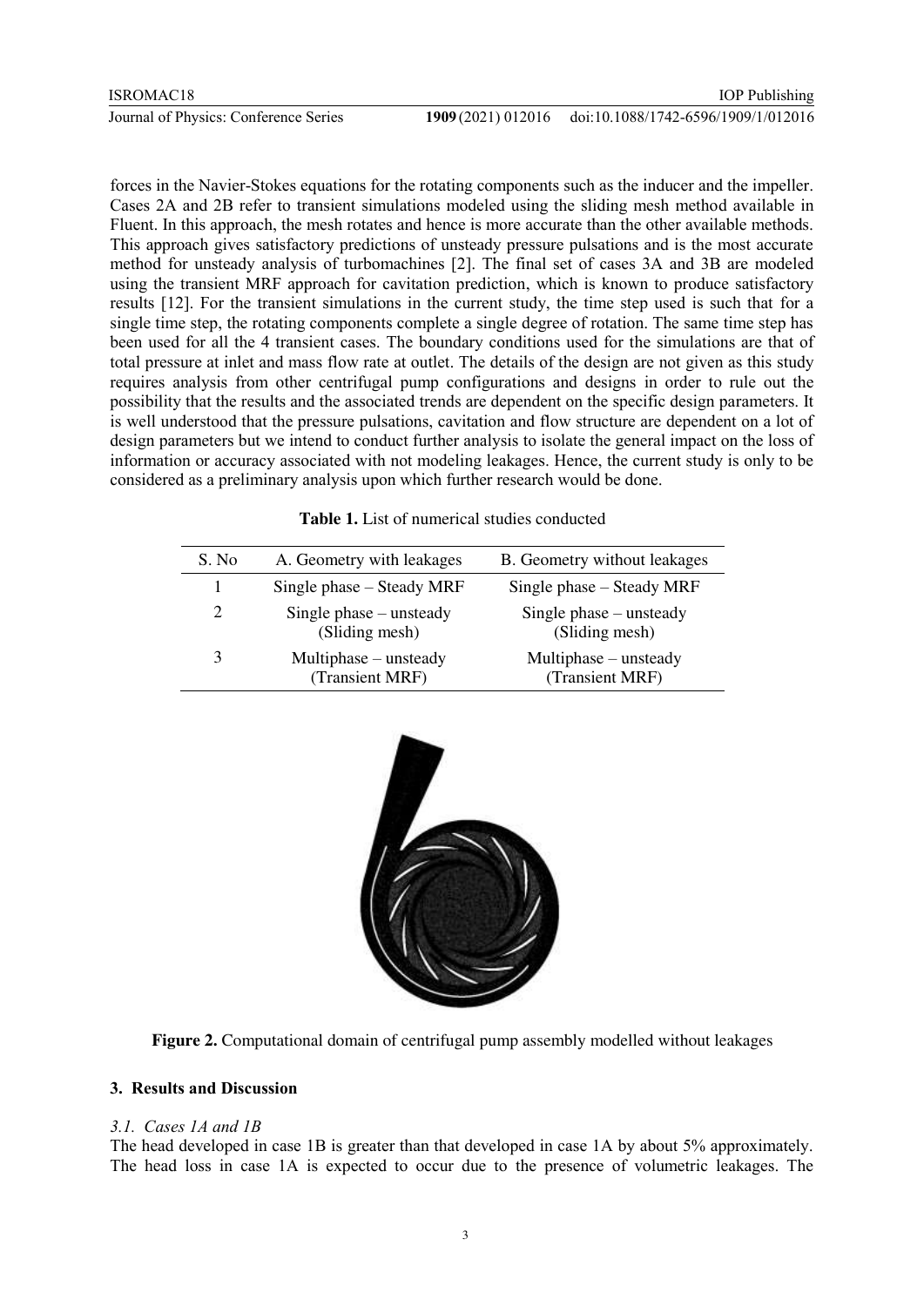forces in the Navier-Stokes equations for the rotating components such as the inducer and the impeller. Cases 2A and 2B refer to transient simulations modeled using the sliding mesh method available in Fluent. In this approach, the mesh rotates and hence is more accurate than the other available methods. This approach gives satisfactory predictions of unsteady pressure pulsations and is the most accurate method for unsteady analysis of turbomachines [2]. The final set of cases 3A and 3B are modeled using the transient MRF approach for cavitation prediction, which is known to produce satisfactory results [12]. For the transient simulations in the current study, the time step used is such that for a single time step, the rotating components complete a single degree of rotation. The same time step has been used for all the 4 transient cases. The boundary conditions used for the simulations are that of total pressure at inlet and mass flow rate at outlet. The details of the design are not given as this study requires analysis from other centrifugal pump configurations and designs in order to rule out the possibility that the results and the associated trends are dependent on the specific design parameters. It is well understood that the pressure pulsations, cavitation and flow structure are dependent on a lot of design parameters but we intend to conduct further analysis to isolate the general impact on the loss of information or accuracy associated with not modeling leakages. Hence, the current study is only to be considered as a preliminary analysis upon which further research would be done.

**Table 1.** List of numerical studies conducted

| S. No | A. Geometry with leakages | B. Geometry without leakages |
|---|---|---|
| 1 | Single phase – Steady MRF | Single phase – Steady MRF |
| 2 | Single phase – unsteady (Sliding mesh) | Single phase – unsteady (Sliding mesh) |
| 3 | Multiphase – unsteady (Transient MRF) | Multiphase – unsteady (Transient MRF) |

**Figure 2.** Computational domain of centrifugal pump assembly modelled without leakages

## 3. Results and Discussion

### *3.1. Cases 1A and 1B*

The head developed in case 1B is greater than that developed in case 1A by about 5% approximately. The head loss in case 1A is expected to occur due to the presence of volumetric leakages. The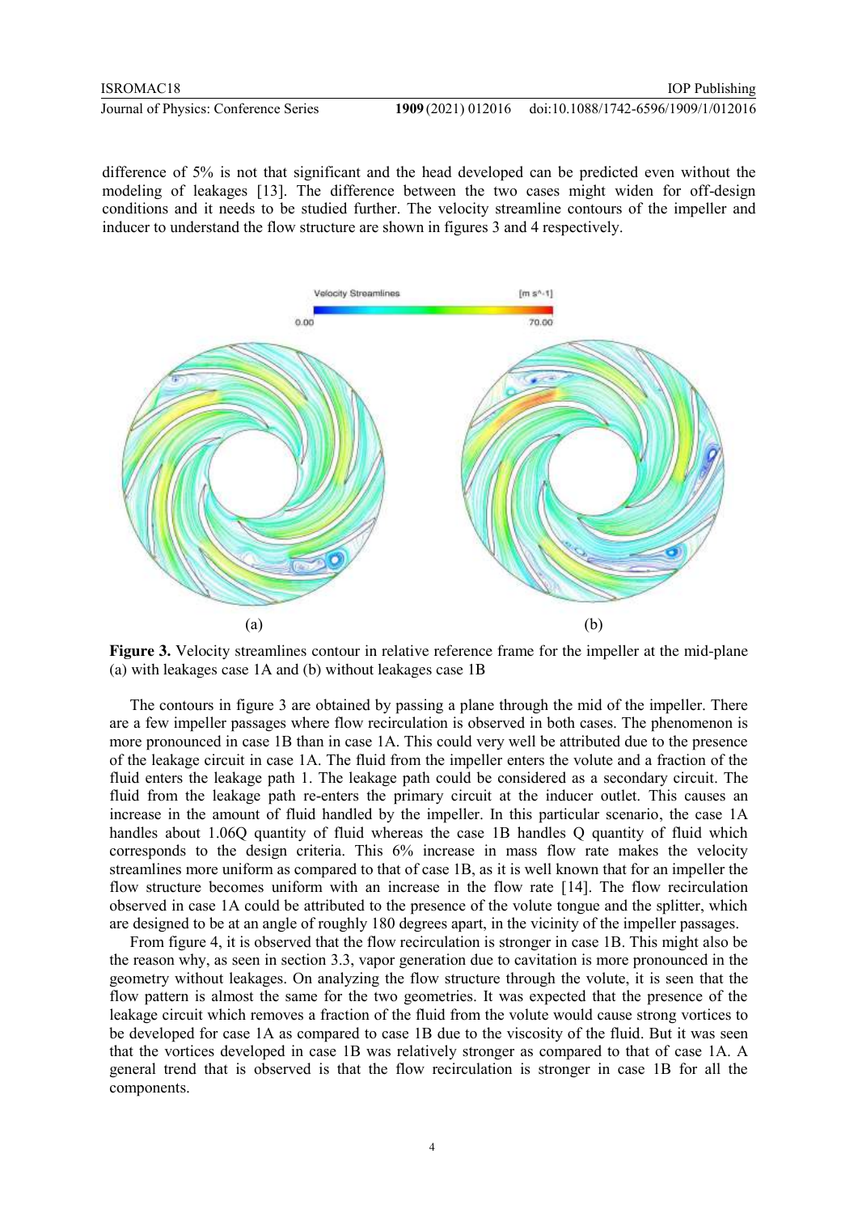difference of 5% is not that significant and the head developed can be predicted even without the modeling of leakages [13]. The difference between the two cases might widen for off-design conditions and it needs to be studied further. The velocity streamline contours of the impeller and inducer to understand the flow structure are shown in figures 3 and 4 respectively.

**Figure 3.** Velocity streamlines contour in relative reference frame for the impeller at the mid-plane (a) with leakages case 1A and (b) without leakages case 1B

The contours in figure 3 are obtained by passing a plane through the mid of the impeller. There are a few impeller passages where flow recirculation is observed in both cases. The phenomenon is more pronounced in case 1B than in case 1A. This could very well be attributed due to the presence of the leakage circuit in case 1A. The fluid from the impeller enters the volute and a fraction of the fluid enters the leakage path 1. The leakage path could be considered as a secondary circuit. The fluid from the leakage path re-enters the primary circuit at the inducer outlet. This causes an increase in the amount of fluid handled by the impeller. In this particular scenario, the case 1A handles about 1.06Q quantity of fluid whereas the case 1B handles Q quantity of fluid which corresponds to the design criteria. This 6% increase in mass flow rate makes the velocity streamlines more uniform as compared to that of case 1B, as it is well known that for an impeller the flow structure becomes uniform with an increase in the flow rate [14]. The flow recirculation observed in case 1A could be attributed to the presence of the volute tongue and the splitter, which are designed to be at an angle of roughly 180 degrees apart, in the vicinity of the impeller passages.

From figure 4, it is observed that the flow recirculation is stronger in case 1B. This might also be the reason why, as seen in section 3.3, vapor generation due to cavitation is more pronounced in the geometry without leakages. On analyzing the flow structure through the volute, it is seen that the flow pattern is almost the same for the two geometries. It was expected that the presence of the leakage circuit which removes a fraction of the fluid from the volute would cause strong vortices to be developed for case 1A as compared to case 1B due to the viscosity of the fluid. But it was seen that the vortices developed in case 1B was relatively stronger as compared to that of case 1A. A general trend that is observed is that the flow recirculation is stronger in case 1B for all the components.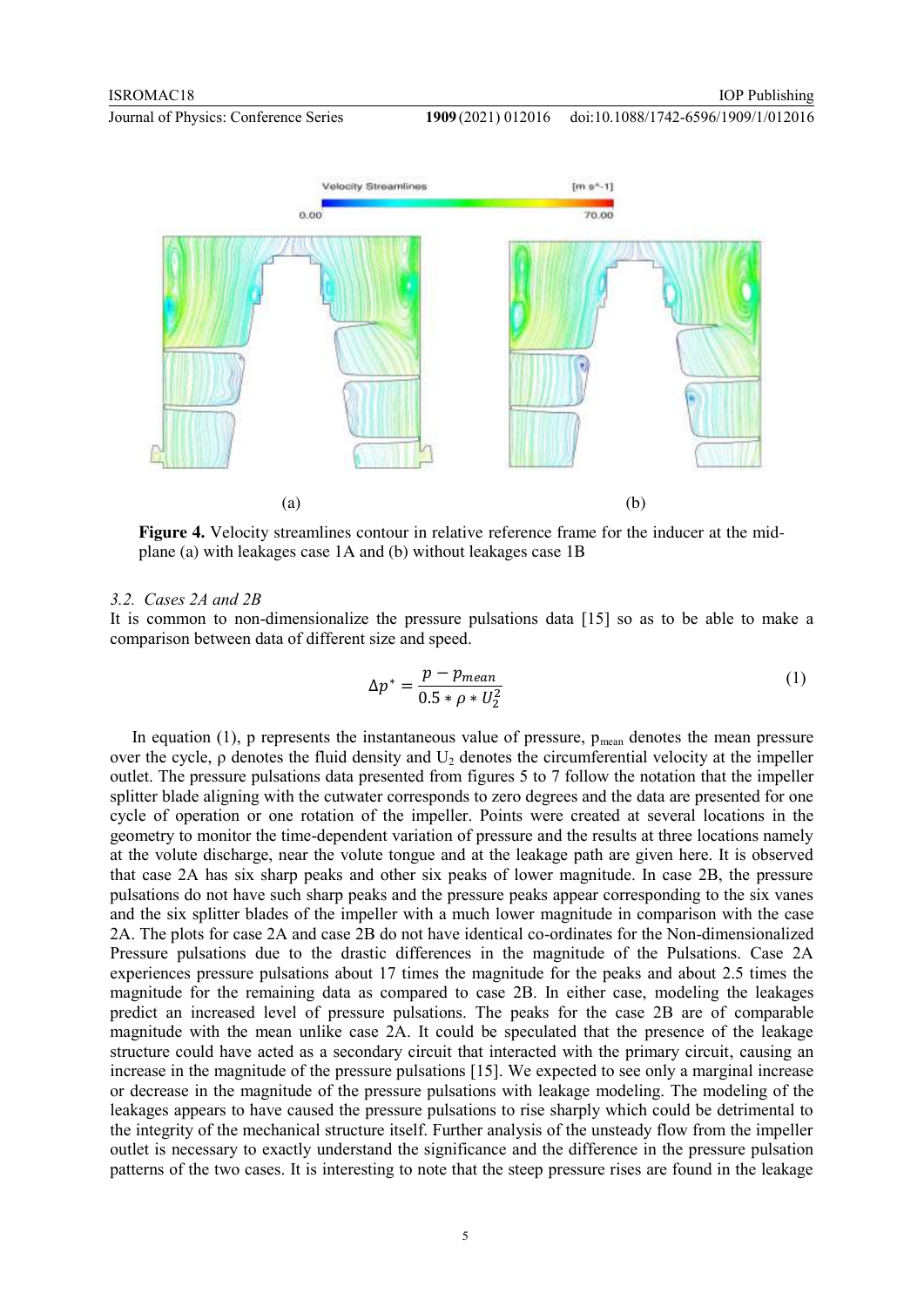**Figure 4.** Velocity streamlines contour in relative reference frame for the inducer at the mid-plane (a) with leakages case 1A and (b) without leakages case 1B

### 3.2. Cases 2A and 2B

It is common to non-dimensionalize the pressure pulsations data [15] so as to be able to make a comparison between data of different size and speed.

$$\Delta p^* = \frac{p - p_{mean}}{0.5 * \rho * U_2^2} \tag{1}$$

In equation (1), p represents the instantaneous value of pressure, $p_{mean}$ denotes the mean pressure over the cycle, ρ denotes the fluid density and $U_2$ denotes the circumferential velocity at the impeller outlet. The pressure pulsations data presented from figures 5 to 7 follow the notation that the impeller splitter blade aligning with the cutwater corresponds to zero degrees and the data are presented for one cycle of operation or one rotation of the impeller. Points were created at several locations in the geometry to monitor the time-dependent variation of pressure and the results at three locations namely at the volute discharge, near the volute tongue and at the leakage path are given here. It is observed that case 2A has six sharp peaks and other six peaks of lower magnitude. In case 2B, the pressure pulsations do not have such sharp peaks and the pressure peaks appear corresponding to the six vanes and the six splitter blades of the impeller with a much lower magnitude in comparison with the case 2A. The plots for case 2A and case 2B do not have identical co-ordinates for the Non-dimensionalized Pressure pulsations due to the drastic differences in the magnitude of the Pulsations. Case 2A experiences pressure pulsations about 17 times the magnitude for the peaks and about 2.5 times the magnitude for the remaining data as compared to case 2B. In either case, modeling the leakages predict an increased level of pressure pulsations. The peaks for the case 2B are of comparable magnitude with the mean unlike case 2A. It could be speculated that the presence of the leakage structure could have acted as a secondary circuit that interacted with the primary circuit, causing an increase in the magnitude of the pressure pulsations [15]. We expected to see only a marginal increase or decrease in the magnitude of the pressure pulsations with leakage modeling. The modeling of the leakages appears to have caused the pressure pulsations to rise sharply which could be detrimental to the integrity of the mechanical structure itself. Further analysis of the unsteady flow from the impeller outlet is necessary to exactly understand the significance and the difference in the pressure pulsation patterns of the two cases. It is interesting to note that the steep pressure rises are found in the leakage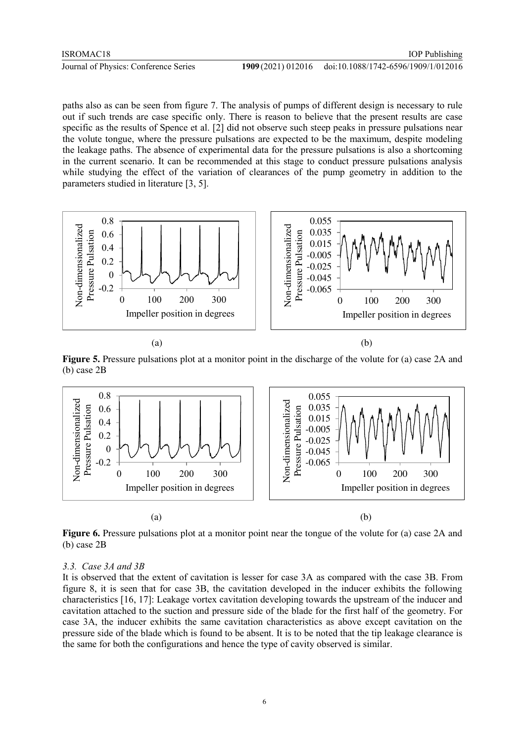paths also as can be seen from figure 7. The analysis of pumps of different design is necessary to rule out if such trends are case specific only. There is reason to believe that the present results are case specific as the results of Spence et al. [2] did not observe such steep peaks in pressure pulsations near the volute tongue, where the pressure pulsations are expected to be the maximum, despite modeling the leakage paths. The absence of experimental data for the pressure pulsations is also a shortcoming in the current scenario. It can be recommended at this stage to conduct pressure pulsations analysis while studying the effect of the variation of clearances of the pump geometry in addition to the parameters studied in literature [3, 5].

(a) (b)

**Figure 5.** Pressure pulsations plot at a monitor point in the discharge of the volute for (a) case 2A and (b) case 2B

(a) (b)

**Figure 6.** Pressure pulsations plot at a monitor point near the tongue of the volute for (a) case 2A and (b) case 2B

### *3.3. Case 3A and 3B*

It is observed that the extent of cavitation is lesser for case 3A as compared with the case 3B. From figure 8, it is seen that for case 3B, the cavitation developed in the inducer exhibits the following characteristics [16, 17]: Leakage vortex cavitation developing towards the upstream of the inducer and cavitation attached to the suction and pressure side of the blade for the first half of the geometry. For case 3A, the inducer exhibits the same cavitation characteristics as above except cavitation on the pressure side of the blade which is found to be absent. It is to be noted that the tip leakage clearance is the same for both the configurations and hence the type of cavity observed is similar.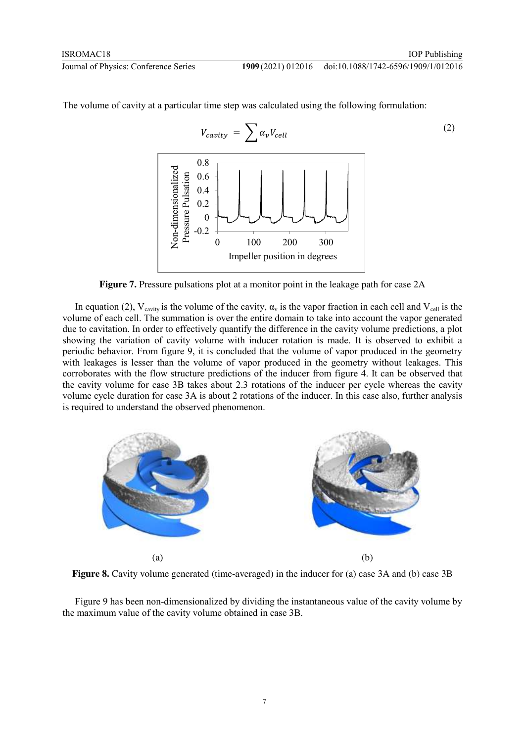The volume of cavity at a particular time step was calculated using the following formulation:

$$V_{cavity} = \sum \alpha_v V_{cell} \tag{2}$$

**Figure 7.** Pressure pulsations plot at a monitor point in the leakage path for case 2A

In equation (2), $V_{cavity}$ is the volume of the cavity, $\alpha_v$ is the vapor fraction in each cell and $V_{cell}$ is the volume of each cell. The summation is over the entire domain to take into account the vapor generated due to cavitation. In order to effectively quantify the difference in the cavity volume predictions, a plot showing the variation of cavity volume with inducer rotation is made. It is observed to exhibit a periodic behavior. From figure 9, it is concluded that the volume of vapor produced in the geometry with leakages is lesser than the volume of vapor produced in the geometry without leakages. This corroborates with the flow structure predictions of the inducer from figure 4. It can be observed that the cavity volume for case 3B takes about 2.3 rotations of the inducer per cycle whereas the cavity volume cycle duration for case 3A is about 2 rotations of the inducer. In this case also, further analysis is required to understand the observed phenomenon.

(a) (b)

**Figure 8.** Cavity volume generated (time-averaged) in the inducer for (a) case 3A and (b) case 3B

Figure 9 has been non-dimensionalized by dividing the instantaneous value of the cavity volume by the maximum value of the cavity volume obtained in case 3B.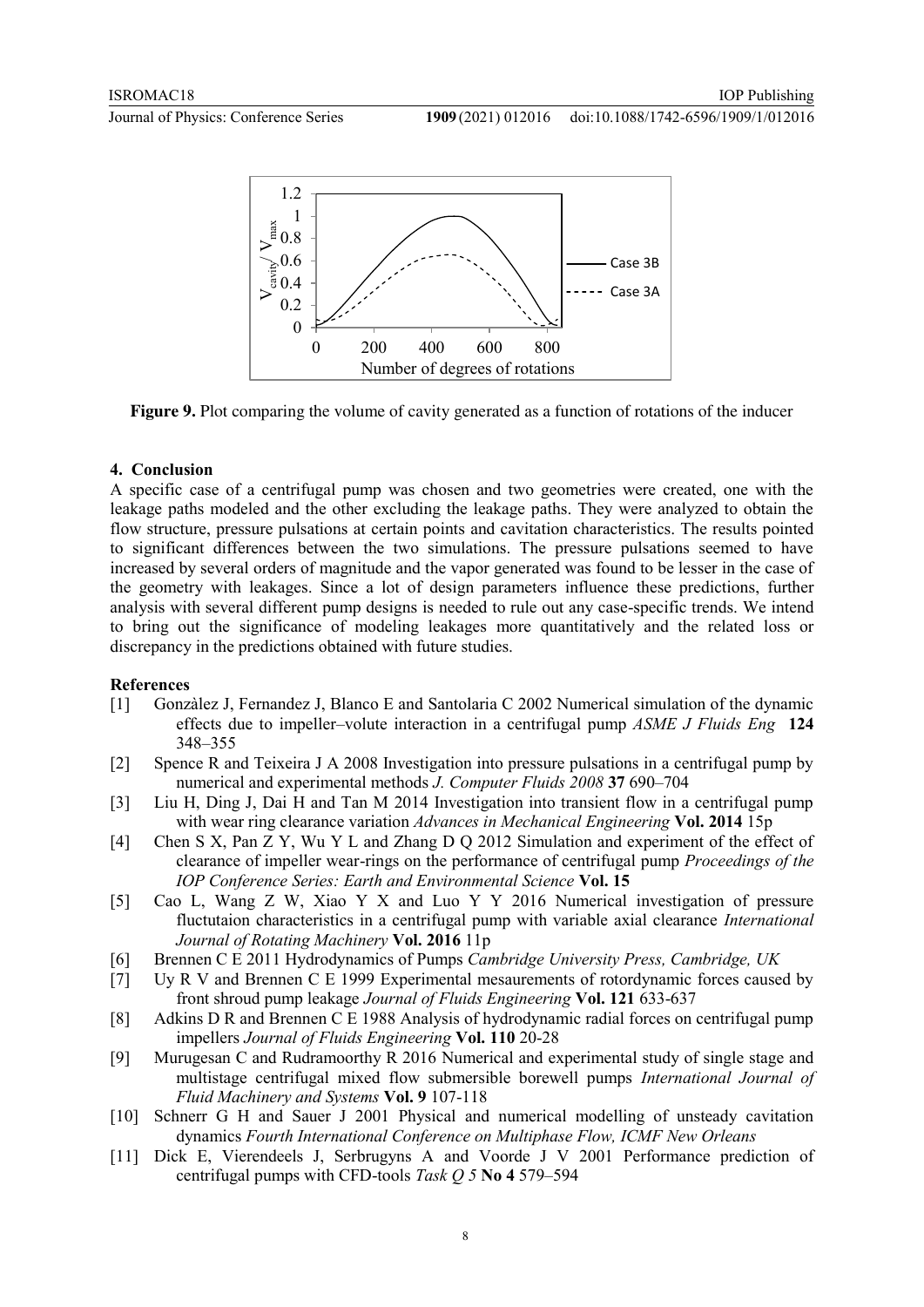**Figure 9.** Plot comparing the volume of cavity generated as a function of rotations of the inducer

## 4. Conclusion

A specific case of a centrifugal pump was chosen and two geometries were created, one with the leakage paths modeled and the other excluding the leakage paths. They were analyzed to obtain the flow structure, pressure pulsations at certain points and cavitation characteristics. The results pointed to significant differences between the two simulations. The pressure pulsations seemed to have increased by several orders of magnitude and the vapor generated was found to be lesser in the case of the geometry with leakages. Since a lot of design parameters influence these predictions, further analysis with several different pump designs is needed to rule out any case-specific trends. We intend to bring out the significance of modeling leakages more quantitatively and the related loss or discrepancy in the predictions obtained with future studies.

## References

[1] Gonzàlez J, Fernandez J, Blanco E and Santolaria C 2002 Numerical simulation of the dynamic effects due to impeller–volute interaction in a centrifugal pump *ASME J Fluids Eng* **124** 348–355

[2] Spence R and Teixeira J A 2008 Investigation into pressure pulsations in a centrifugal pump by numerical and experimental methods *J. Computer Fluids 2008* **37** 690–704

[3] Liu H, Ding J, Dai H and Tan M 2014 Investigation into transient flow in a centrifugal pump with wear ring clearance variation *Advances in Mechanical Engineering* **Vol. 2014** 15p

[4] Chen S X, Pan Z Y, Wu Y L and Zhang D Q 2012 Simulation and experiment of the effect of clearance of impeller wear-rings on the performance of centrifugal pump *Proceedings of the IOP Conference Series: Earth and Environmental Science* **Vol. 15**

[5] Cao L, Wang Z W, Xiao Y X and Luo Y Y 2016 Numerical investigation of pressure fluctutaion characteristics in a centrifugal pump with variable axial clearance *International Journal of Rotating Machinery* **Vol. 2016** 11p

[6] Brennen C E 2011 Hydrodynamics of Pumps *Cambridge University Press, Cambridge, UK*

[7] Uy R V and Brennen C E 1999 Experimental mesaurements of rotordynamic forces caused by front shroud pump leakage *Journal of Fluids Engineering* **Vol. 121** 633-637

[8] Adkins D R and Brennen C E 1988 Analysis of hydrodynamic radial forces on centrifugal pump impellers *Journal of Fluids Engineering* **Vol. 110** 20-28

[9] Murugesan C and Rudramoorthy R 2016 Numerical and experimental study of single stage and multistage centrifugal mixed flow submersible borewell pumps *International Journal of Fluid Machinery and Systems* **Vol. 9** 107-118

[10] Schnerr G H and Sauer J 2001 Physical and numerical modelling of unsteady cavitation dynamics *Fourth International Conference on Multiphase Flow, ICMF New Orleans*

[11] Dick E, Vierendeels J, Serbrugyns A and Voorde J V 2001 Performance prediction of centrifugal pumps with CFD-tools *Task Q 5* **No 4** 579–594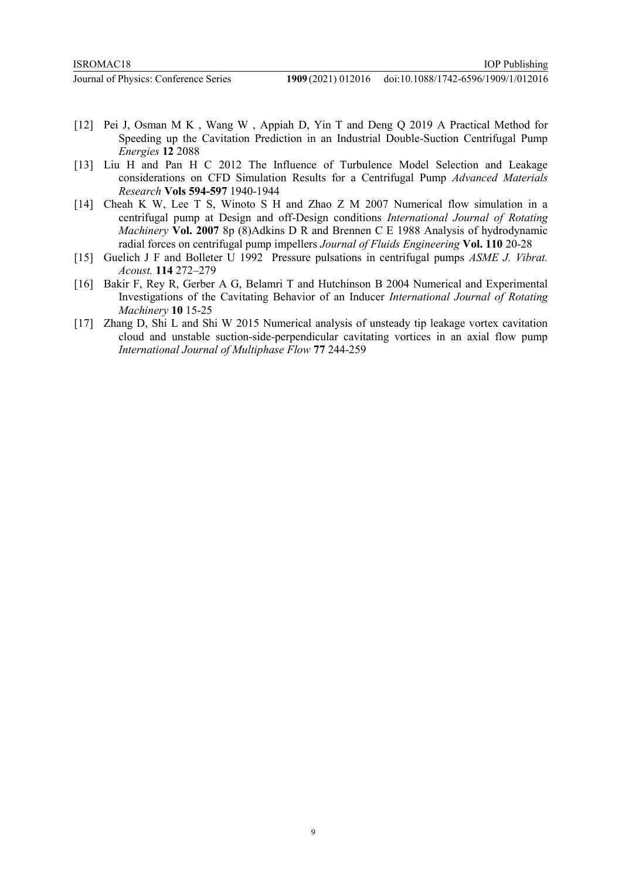[12] Pei J, Osman M K , Wang W , Appiah D, Yin T and Deng Q 2019 A Practical Method for Speeding up the Cavitation Prediction in an Industrial Double-Suction Centrifugal Pump *Energies* **12** 2088

[13] Liu H and Pan H C 2012 The Influence of Turbulence Model Selection and Leakage considerations on CFD Simulation Results for a Centrifugal Pump *Advanced Materials Research* **Vols 594-597** 1940-1944

[14] Cheah K W, Lee T S, Winoto S H and Zhao Z M 2007 Numerical flow simulation in a centrifugal pump at Design and off-Design conditions *International Journal of Rotating Machinery* **Vol. 2007** 8p (8)Adkins D R and Brennen C E 1988 Analysis of hydrodynamic radial forces on centrifugal pump impellers *Journal of Fluids Engineering* **Vol. 110** 20-28

[15] Guelich J F and Bolleter U 1992 Pressure pulsations in centrifugal pumps *ASME J. Vibrat. Acoust.* **114** 272–279

[16] Bakir F, Rey R, Gerber A G, Belamri T and Hutchinson B 2004 Numerical and Experimental Investigations of the Cavitating Behavior of an Inducer *International Journal of Rotating Machinery* **10** 15-25

[17] Zhang D, Shi L and Shi W 2015 Numerical analysis of unsteady tip leakage vortex cavitation cloud and unstable suction-side-perpendicular cavitating vortices in an axial flow pump *International Journal of Multiphase Flow* **77** 244-259